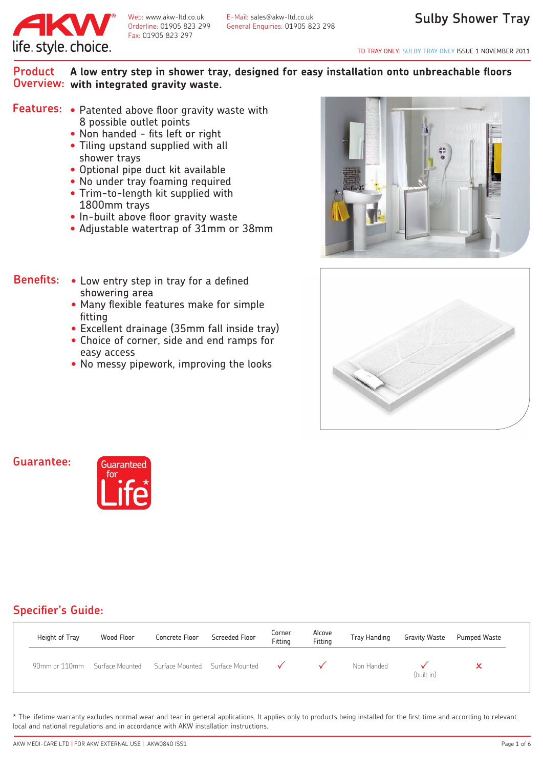# Sulby Shower Tray

Web: www.akw-ltd.co.uk
Orderline: 01905 823 299
Fax: 01905 823 297

E-Mail: sales@akw-ltd.co.uk
General Enquiries: 01905 823 298

TD TRAY ONLY: SULBY TRAY ONLY ISSUE 1 NOVEMBER 2011

## Product Overview:

**A low entry step in shower tray, designed for easy installation onto unbreachable floors with integrated gravity waste.**

## Features:

- Patented above floor gravity waste with 8 possible outlet points
- Non handed - fits left or right
- Tiling upstand supplied with all shower trays
- Optional pipe duct kit available
- No under tray foaming required
- Trim-to-length kit supplied with 1800mm trays
- In-built above floor gravity waste
- Adjustable watertrap of 31mm or 38mm

## Benefits:

- Low entry step in tray for a defined showering area
- Many flexible features make for simple fitting
- Excellent drainage (35mm fall inside tray)
- Choice of corner, side and end ramps for easy access
- No messy pipework, improving the looks

## Guarantee:

Guaranteed for Life*

## Specifier's Guide:

| Height of Tray | Wood Floor | Concrete Floor | Screeded Floor | Corner Fitting | Alcove Fitting | Tray Handing | Gravity Waste | Pumped Waste |
|---|---|---|---|---|---|---|---|---|
| 90mm or 110mm | Surface Mounted | Surface Mounted | Surface Mounted | ✓ | ✓ | Non Handed | ✓ (built in) | ✗ |

\* The lifetime warranty excludes normal wear and tear in general applications. It applies only to products being installed for the first time and according to relevant local and national regulations and in accordance with AKW installation instructions.

AKW MEDI-CARE LTD | FOR AKW EXTERNAL USE | AKW0840 ISS1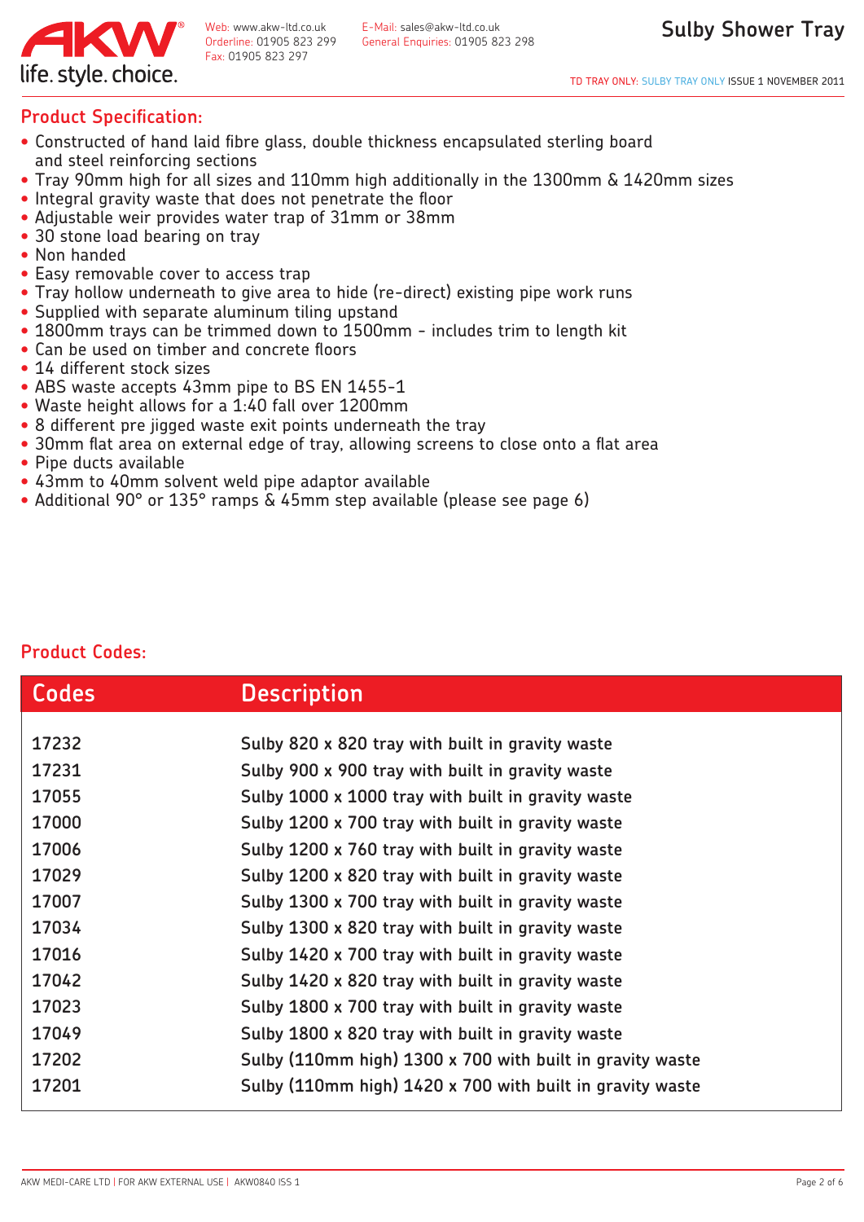## Product Specification:

- Constructed of hand laid fibre glass, double thickness encapsulated sterling board and steel reinforcing sections
- Tray 90mm high for all sizes and 110mm high additionally in the 1300mm & 1420mm sizes
- Integral gravity waste that does not penetrate the floor
- Adjustable weir provides water trap of 31mm or 38mm
- 30 stone load bearing on tray
- Non handed
- Easy removable cover to access trap
- Tray hollow underneath to give area to hide (re-direct) existing pipe work runs
- Supplied with separate aluminum tiling upstand
- 1800mm trays can be trimmed down to 1500mm - includes trim to length kit
- Can be used on timber and concrete floors
- 14 different stock sizes
- ABS waste accepts 43mm pipe to BS EN 1455-1
- Waste height allows for a 1:40 fall over 1200mm
- 8 different pre jigged waste exit points underneath the tray
- 30mm flat area on external edge of tray, allowing screens to close onto a flat area
- Pipe ducts available
- 43mm to 40mm solvent weld pipe adaptor available
- Additional 90° or 135° ramps & 45mm step available (please see page 6)

## Product Codes:

| Codes | Description |
|---|---|
| 17232 | Sulby 820 x 820 tray with built in gravity waste |
| 17231 | Sulby 900 x 900 tray with built in gravity waste |
| 17055 | Sulby 1000 x 1000 tray with built in gravity waste |
| 17000 | Sulby 1200 x 700 tray with built in gravity waste |
| 17006 | Sulby 1200 x 760 tray with built in gravity waste |
| 17029 | Sulby 1200 x 820 tray with built in gravity waste |
| 17007 | Sulby 1300 x 700 tray with built in gravity waste |
| 17034 | Sulby 1300 x 820 tray with built in gravity waste |
| 17016 | Sulby 1420 x 700 tray with built in gravity waste |
| 17042 | Sulby 1420 x 820 tray with built in gravity waste |
| 17023 | Sulby 1800 x 700 tray with built in gravity waste |
| 17049 | Sulby 1800 x 820 tray with built in gravity waste |
| 17202 | Sulby (110mm high) 1300 x 700 with built in gravity waste |
| 17201 | Sulby (110mm high) 1420 x 700 with built in gravity waste |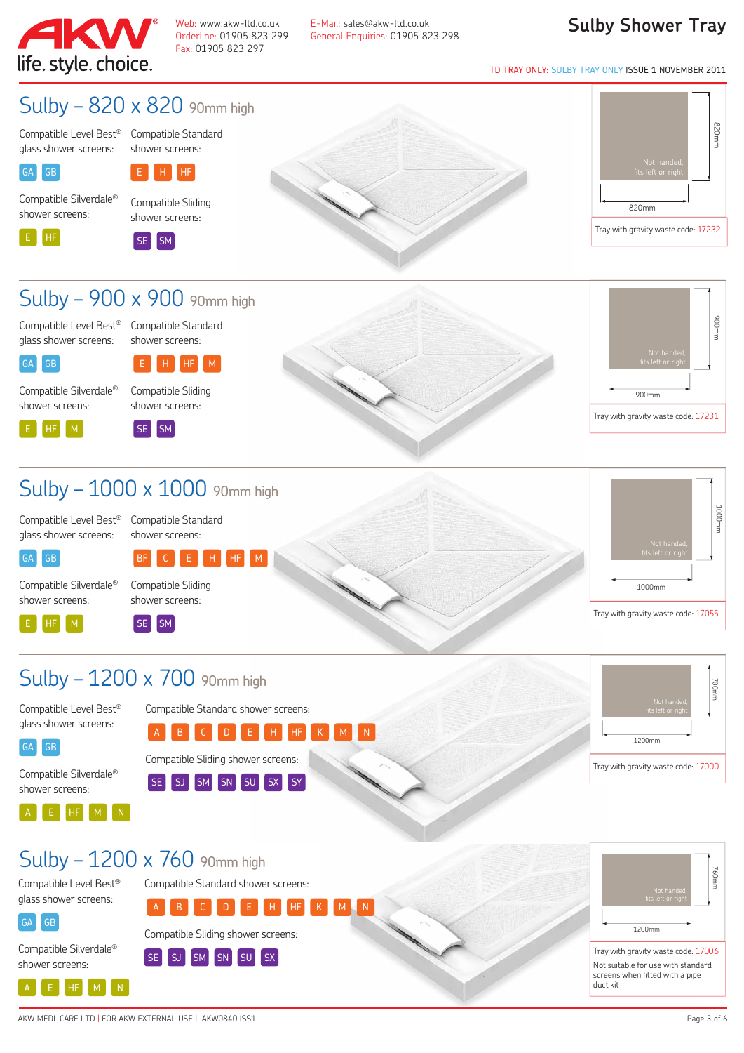# Sulby Shower Tray

Web: www.akw-ltd.co.uk
Orderline: 01905 823 299
Fax: 01905 823 297

E-Mail: sales@akw-ltd.co.uk
General Enquiries: 01905 823 298

TD TRAY ONLY: SULBY TRAY ONLY ISSUE 1 NOVEMBER 2011

## Sulby – 820 x 820 90mm high

Compatible Level Best® glass shower screens:
GA GB

Compatible Standard shower screens:
E H HF

Compatible Silverdale® shower screens:
E HF

Compatible Sliding shower screens:
SE SM

Not handed, fits left or right

820mm × 820mm

Tray with gravity waste code: 17232

## Sulby – 900 x 900 90mm high

Compatible Level Best® glass shower screens:
GA GB

Compatible Standard shower screens:
E H HF M

Compatible Silverdale® shower screens:
E HF M

Compatible Sliding shower screens:
SE SM

Not handed, fits left or right

900mm × 900mm

Tray with gravity waste code: 17231

## Sulby – 1000 x 1000 90mm high

Compatible Level Best® glass shower screens:
GA GB

Compatible Standard shower screens:
BF C E H HF M

Compatible Silverdale® shower screens:
E HF M

Compatible Sliding shower screens:
SE SM

Not handed, fits left or right

1000mm × 1000mm

Tray with gravity waste code: 17055

## Sulby – 1200 x 700 90mm high

Compatible Level Best® glass shower screens:
GA GB

Compatible Standard shower screens:
A B C D E H HF K M N

Compatible Sliding shower screens:
SE SJ SM SN SU SX SY

Compatible Silverdale® shower screens:
A E HF M N

Not handed, fits left or right

1200mm × 700mm

Tray with gravity waste code: 17000

## Sulby – 1200 x 760 90mm high

Compatible Level Best® glass shower screens:
GA GB

Compatible Standard shower screens:
A B C D E H HF K M N

Compatible Sliding shower screens:
SE SJ SM SN SU SX

Compatible Silverdale® shower screens:
A E HF M N

Not handed, fits left or right

1200mm × 760mm

Tray with gravity waste code: 17006

Not suitable for use with standard screens when fitted with a pipe duct kit

AKW MEDI-CARE LTD | FOR AKW EXTERNAL USE | AKW0840 ISS1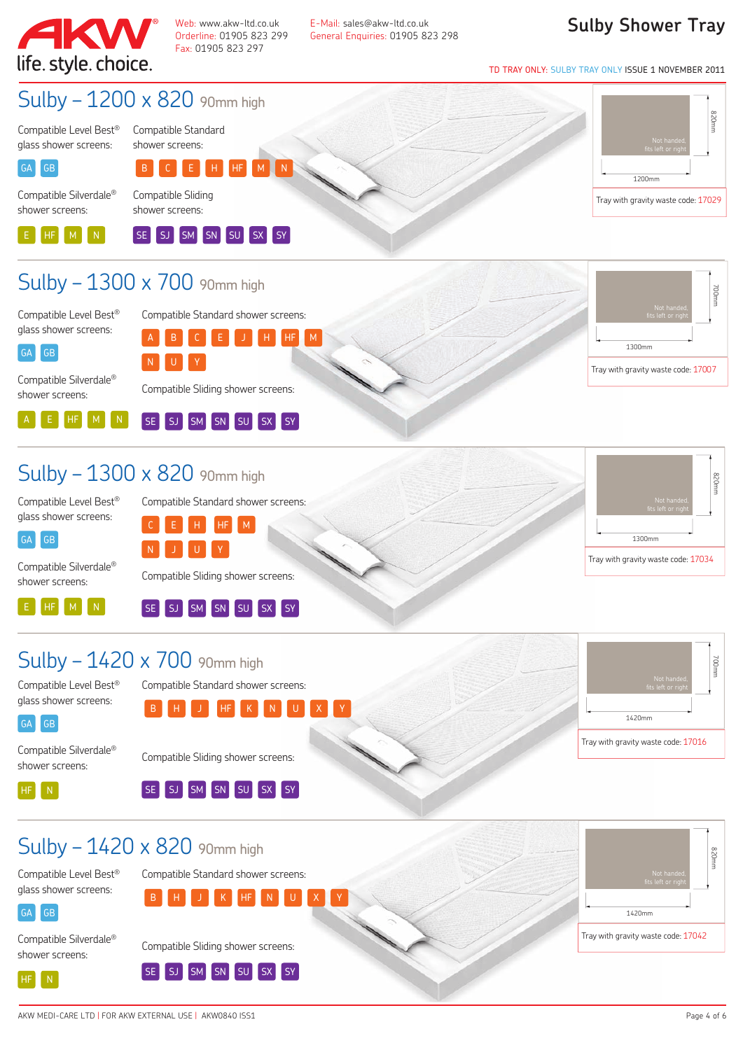# Sulby Shower Tray

Web: www.akw-ltd.co.uk
Orderline: 01905 823 299
Fax: 01905 823 297

E-Mail: sales@akw-ltd.co.uk
General Enquiries: 01905 823 298

TD TRAY ONLY: SULBY TRAY ONLY ISSUE 1 NOVEMBER 2011

## Sulby – 1200 x 820 90mm high

Compatible Level Best® glass shower screens: GA GB

Compatible Standard shower screens: B C E H HF M N

Compatible Silverdale® shower screens: E HF M N

Compatible Sliding shower screens: SE SJ SM SN SU SX SY

820mm × 1200mm — Not handed, fits left or right

Tray with gravity waste code: 17029

## Sulby – 1300 x 700 90mm high

Compatible Level Best® glass shower screens: GA GB

Compatible Standard shower screens: A B C E J H HF M N U Y

Compatible Silverdale® shower screens: A E HF M N

Compatible Sliding shower screens: SE SJ SM SN SU SX SY

700mm × 1300mm — Not handed, fits left or right

Tray with gravity waste code: 17007

## Sulby – 1300 x 820 90mm high

Compatible Level Best® glass shower screens: GA GB

Compatible Standard shower screens: C E H HF M N J U Y

Compatible Silverdale® shower screens: E HF M N

Compatible Sliding shower screens: SE SJ SM SN SU SX SY

820mm × 1300mm — Not handed, fits left or right

Tray with gravity waste code: 17034

## Sulby – 1420 x 700 90mm high

Compatible Level Best® glass shower screens: GA GB

Compatible Standard shower screens: B H J HF K N U X Y

Compatible Silverdale® shower screens: HF N

Compatible Sliding shower screens: SE SJ SM SN SU SX SY

700mm × 1420mm — Not handed, fits left or right

Tray with gravity waste code: 17016

## Sulby – 1420 x 820 90mm high

Compatible Level Best® glass shower screens: GA GB

Compatible Standard shower screens: B H J K HF N U X Y

Compatible Silverdale® shower screens: HF N

Compatible Sliding shower screens: SE SJ SM SN SU SX SY

820mm × 1420mm — Not handed, fits left or right

Tray with gravity waste code: 17042

AKW MEDI-CARE LTD | FOR AKW EXTERNAL USE | AKW0840 ISS1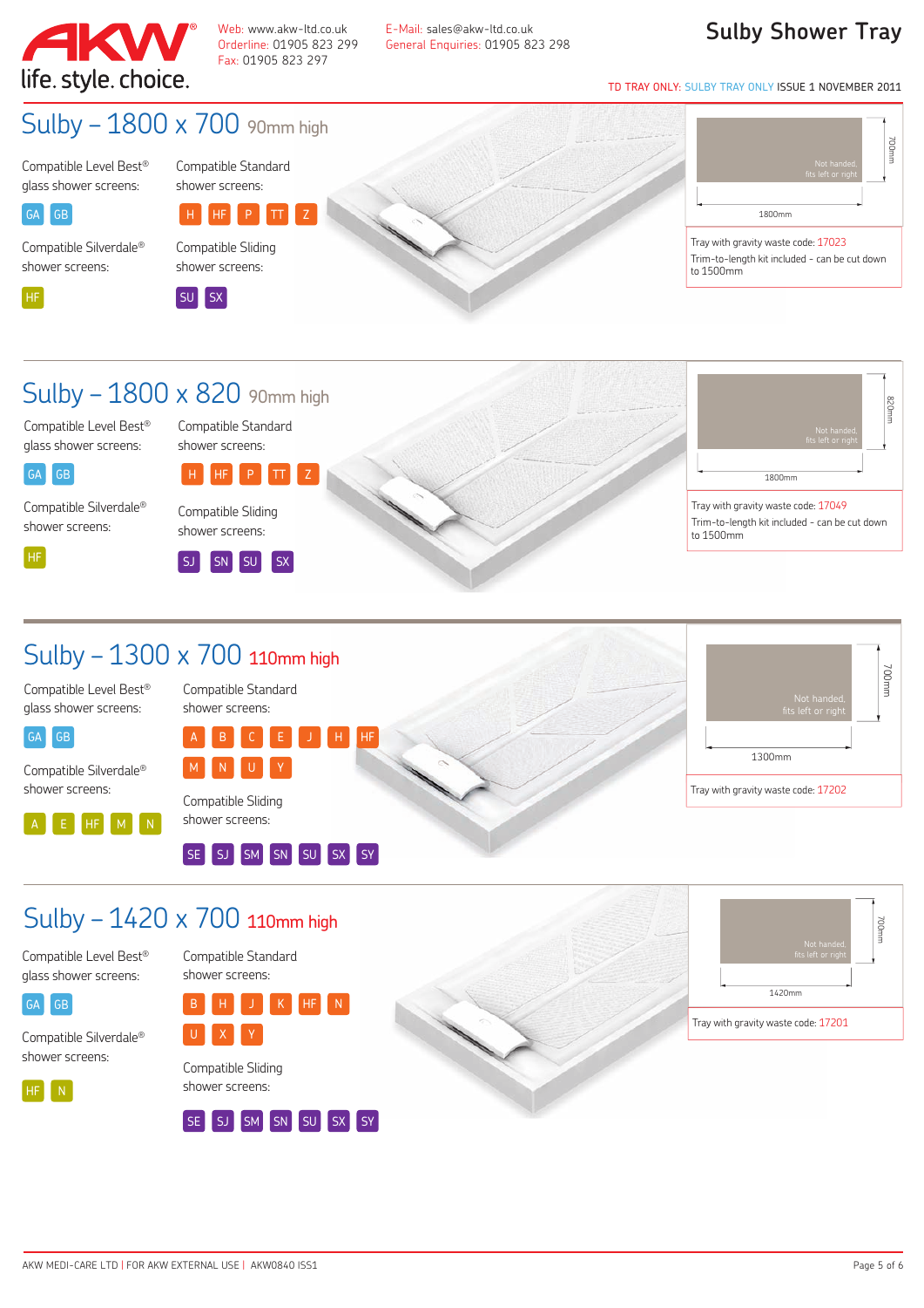# Sulby Shower Tray

TD TRAY ONLY: SULBY TRAY ONLY ISSUE 1 NOVEMBER 2011

Web: www.akw-ltd.co.uk
Orderline: 01905 823 299
Fax: 01905 823 297

E-Mail: sales@akw-ltd.co.uk
General Enquiries: 01905 823 298

## Sulby – 1800 x 700 90mm high

Compatible Level Best® glass shower screens: GA, GB

Compatible Standard shower screens: H, HF, P, TT, Z

Compatible Silverdale® shower screens: HF

Compatible Sliding shower screens: SU, SX

1800mm × 700mm — Not handed, fits left or right

Tray with gravity waste code: 17023
Trim-to-length kit included - can be cut down to 1500mm

## Sulby – 1800 x 820 90mm high

Compatible Level Best® glass shower screens: GA, GB

Compatible Standard shower screens: H, HF, P, TT, Z

Compatible Silverdale® shower screens: HF

Compatible Sliding shower screens: SJ, SN, SU, SX

1800mm × 820mm — Not handed, fits left or right

Tray with gravity waste code: 17049
Trim-to-length kit included - can be cut down to 1500mm

## Sulby – 1300 x 700 110mm high

Compatible Level Best® glass shower screens: GA, GB

Compatible Standard shower screens: A, B, C, E, J, H, HF, M, N, U, Y

Compatible Silverdale® shower screens: A, E, HF, M, N

Compatible Sliding shower screens: SE, SJ, SM, SN, SU, SX, SY

1300mm × 700mm — Not handed, fits left or right

Tray with gravity waste code: 17202

## Sulby – 1420 x 700 110mm high

Compatible Level Best® glass shower screens: GA, GB

Compatible Standard shower screens: B, H, J, K, HF, N, U, X, Y

Compatible Silverdale® shower screens: HF, N

Compatible Sliding shower screens: SE, SJ, SM, SN, SU, SX, SY

1420mm × 700mm — Not handed, fits left or right

Tray with gravity waste code: 17201

AKW MEDI-CARE LTD | FOR AKW EXTERNAL USE | AKW0840 ISS1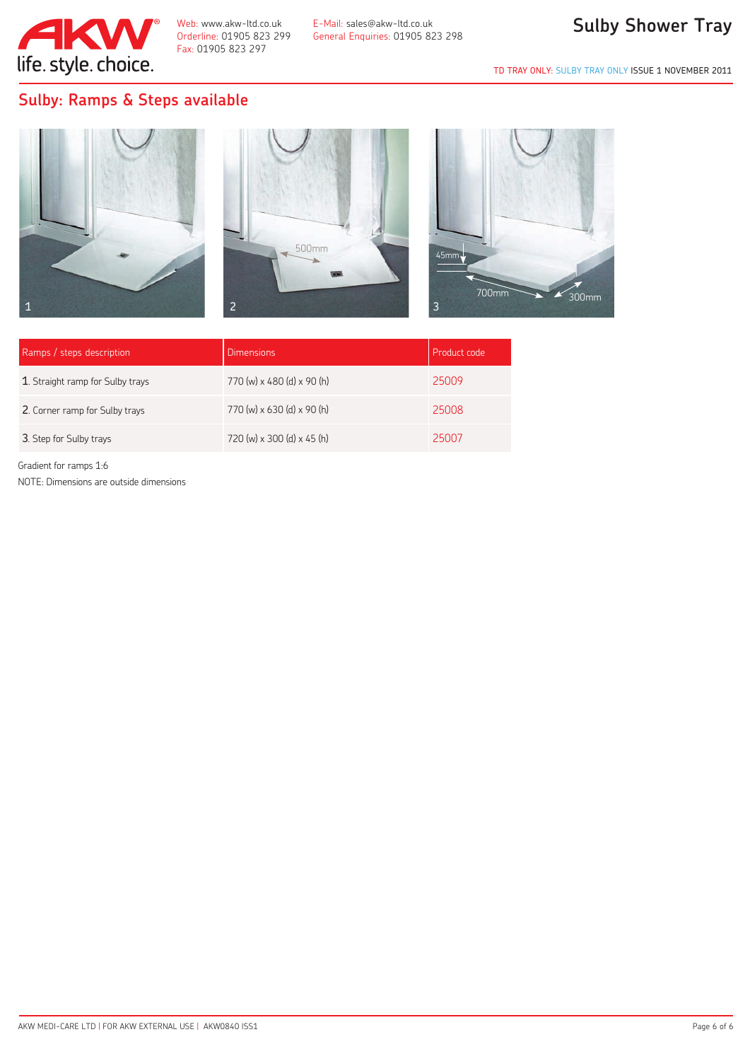## Sulby: Ramps & Steps available

1

500mm

2

45mm

700mm

300mm

3

| Ramps / steps description | Dimensions | Product code |
|---|---|---|
| 1. Straight ramp for Sulby trays | 770 (w) x 480 (d) x 90 (h) | 25009 |
| 2. Corner ramp for Sulby trays | 770 (w) x 630 (d) x 90 (h) | 25008 |
| 3. Step for Sulby trays | 720 (w) x 300 (d) x 45 (h) | 25007 |

Gradient for ramps 1:6

NOTE: Dimensions are outside dimensions